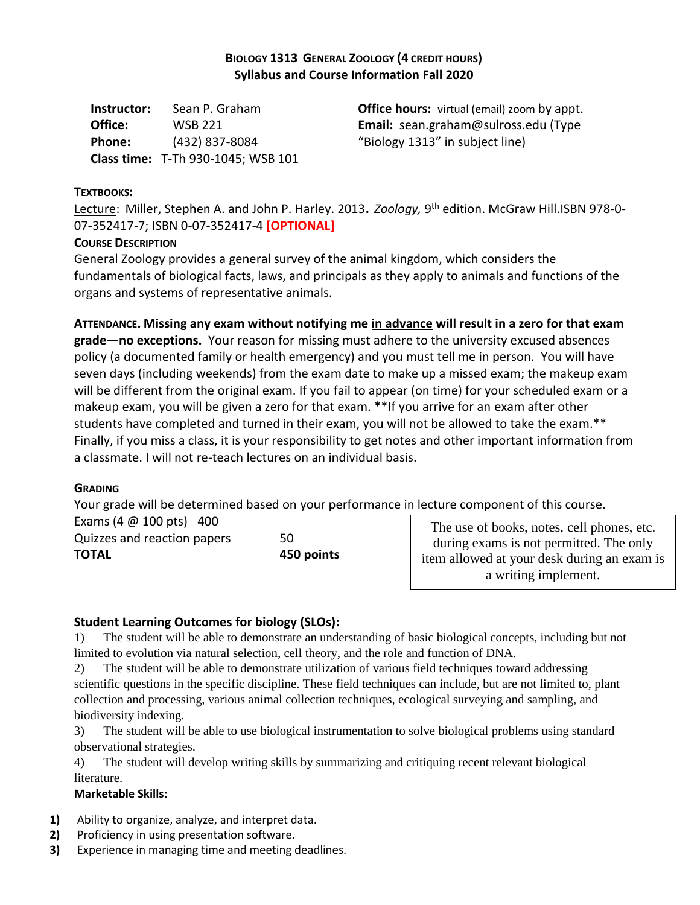# BIOLOGY 1313 GENERAL ZOOLOGY (4 CREDIT HOURS)
## Syllabus and Course Information Fall 2020

**Instructor:** Sean P. Graham
**Office:** WSB 221
**Phone:** (432) 837-8084
**Class time:** T-Th 930-1045; WSB 101

**Office hours:** virtual (email) zoom by appt.
**Email:** sean.graham@sulross.edu (Type "Biology 1313" in subject line)

**TEXTBOOKS:**

Lecture: Miller, Stephen A. and John P. Harley. 2013. *Zoology,* 9th edition. McGraw Hill.ISBN 978-0-07-352417-7; ISBN 0-07-352417-4 **[OPTIONAL]**

**COURSE DESCRIPTION**

General Zoology provides a general survey of the animal kingdom, which considers the fundamentals of biological facts, laws, and principals as they apply to animals and functions of the organs and systems of representative animals.

**ATTENDANCE. Missing any exam without notifying me in advance will result in a zero for that exam grade—no exceptions.** Your reason for missing must adhere to the university excused absences policy (a documented family or health emergency) and you must tell me in person. You will have seven days (including weekends) from the exam date to make up a missed exam; the makeup exam will be different from the original exam. If you fail to appear (on time) for your scheduled exam or a makeup exam, you will be given a zero for that exam. **If you arrive for an exam after other students have completed and turned in their exam, you will not be allowed to take the exam.** Finally, if you miss a class, it is your responsibility to get notes and other important information from a classmate. I will not re-teach lectures on an individual basis.

**GRADING**

Your grade will be determined based on your performance in lecture component of this course.

| | |
|---|---|
| Exams (4 @ 100 pts) | 400 |
| Quizzes and reaction papers | 50 |
| **TOTAL** | **450 points** |

The use of books, notes, cell phones, etc. during exams is not permitted. The only item allowed at your desk during an exam is a writing implement.

**Student Learning Outcomes for biology (SLOs):**

1) The student will be able to demonstrate an understanding of basic biological concepts, including but not limited to evolution via natural selection, cell theory, and the role and function of DNA.
2) The student will be able to demonstrate utilization of various field techniques toward addressing scientific questions in the specific discipline. These field techniques can include, but are not limited to, plant collection and processing, various animal collection techniques, ecological surveying and sampling, and biodiversity indexing.
3) The student will be able to use biological instrumentation to solve biological problems using standard observational strategies.
4) The student will develop writing skills by summarizing and critiquing recent relevant biological literature.

**Marketable Skills:**

1) Ability to organize, analyze, and interpret data.
2) Proficiency in using presentation software.
3) Experience in managing time and meeting deadlines.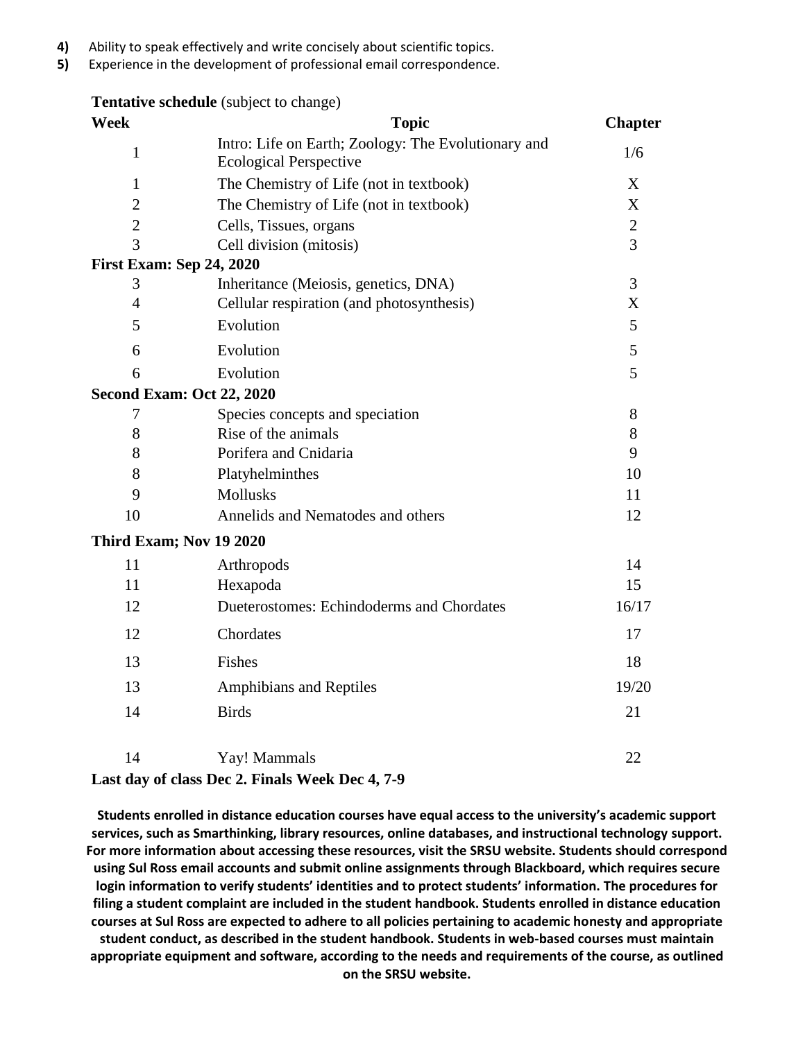**4)** Ability to speak effectively and write concisely about scientific topics.
**5)** Experience in the development of professional email correspondence.

**Tentative schedule** (subject to change)

| **Week** | **Topic** | **Chapter** |
|---|---|---|
| 1 | Intro: Life on Earth; Zoology: The Evolutionary and Ecological Perspective | 1/6 |
| 1 | The Chemistry of Life (not in textbook) | X |
| 2 | The Chemistry of Life (not in textbook) | X |
| 2 | Cells, Tissues, organs | 2 |
| 3 | Cell division (mitosis) | 3 |
| **First Exam: Sep 24, 2020** | | |
| 3 | Inheritance (Meiosis, genetics, DNA) | 3 |
| 4 | Cellular respiration (and photosynthesis) | X |
| 5 | Evolution | 5 |
| 6 | Evolution | 5 |
| 6 | Evolution | 5 |
| **Second Exam: Oct 22, 2020** | | |
| 7 | Species concepts and speciation | 8 |
| 8 | Rise of the animals | 8 |
| 8 | Porifera and Cnidaria | 9 |
| 8 | Platyhelminthes | 10 |
| 9 | Mollusks | 11 |
| 10 | Annelids and Nematodes and others | 12 |
| **Third Exam; Nov 19 2020** | | |
| 11 | Arthropods | 14 |
| 11 | Hexapoda | 15 |
| 12 | Dueterostomes: Echindoderms and Chordates | 16/17 |
| 12 | Chordates | 17 |
| 13 | Fishes | 18 |
| 13 | Amphibians and Reptiles | 19/20 |
| 14 | Birds | 21 |
| 14 | Yay! Mammals | 22 |

**Last day of class Dec 2. Finals Week Dec 4, 7-9**

**Students enrolled in distance education courses have equal access to the university's academic support services, such as Smarthinking, library resources, online databases, and instructional technology support. For more information about accessing these resources, visit the SRSU website. Students should correspond using Sul Ross email accounts and submit online assignments through Blackboard, which requires secure login information to verify students' identities and to protect students' information. The procedures for filing a student complaint are included in the student handbook. Students enrolled in distance education courses at Sul Ross are expected to adhere to all policies pertaining to academic honesty and appropriate student conduct, as described in the student handbook. Students in web-based courses must maintain appropriate equipment and software, according to the needs and requirements of the course, as outlined on the SRSU website.**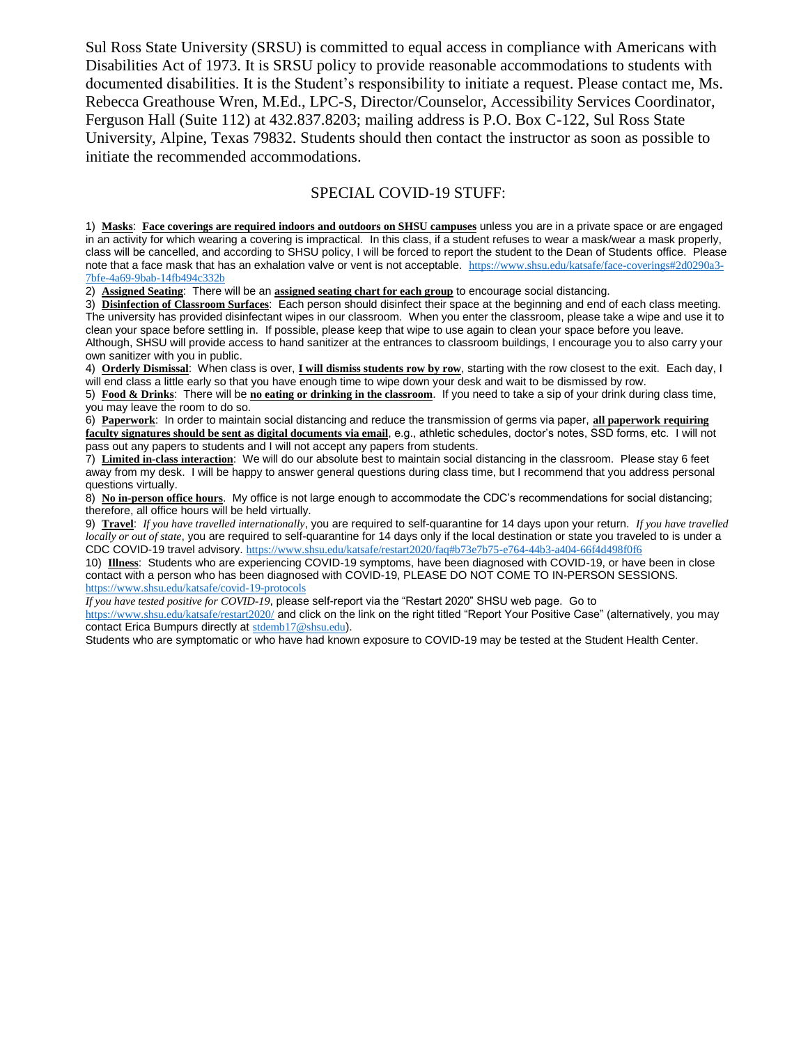Sul Ross State University (SRSU) is committed to equal access in compliance with Americans with Disabilities Act of 1973. It is SRSU policy to provide reasonable accommodations to students with documented disabilities. It is the Student's responsibility to initiate a request. Please contact me, Ms. Rebecca Greathouse Wren, M.Ed., LPC-S, Director/Counselor, Accessibility Services Coordinator, Ferguson Hall (Suite 112) at 432.837.8203; mailing address is P.O. Box C-122, Sul Ross State University, Alpine, Texas 79832. Students should then contact the instructor as soon as possible to initiate the recommended accommodations.

## SPECIAL COVID-19 STUFF:

1) **Masks**: **Face coverings are required indoors and outdoors on SHSU campuses** unless you are in a private space or are engaged in an activity for which wearing a covering is impractical. In this class, if a student refuses to wear a mask/wear a mask properly, class will be cancelled, and according to SHSU policy, I will be forced to report the student to the Dean of Students office. Please note that a face mask that has an exhalation valve or vent is not acceptable. https://www.shsu.edu/katsafe/face-coverings#2d0290a3-7bfe-4a69-9bab-14fb494c332b

2) **Assigned Seating**: There will be an **assigned seating chart for each group** to encourage social distancing.

3) **Disinfection of Classroom Surfaces**: Each person should disinfect their space at the beginning and end of each class meeting. The university has provided disinfectant wipes in our classroom. When you enter the classroom, please take a wipe and use it to clean your space before settling in. If possible, please keep that wipe to use again to clean your space before you leave. Although, SHSU will provide access to hand sanitizer at the entrances to classroom buildings, I encourage you to also carry your own sanitizer with you in public.

4) **Orderly Dismissal**: When class is over, **I will dismiss students row by row**, starting with the row closest to the exit. Each day, I will end class a little early so that you have enough time to wipe down your desk and wait to be dismissed by row.

5) **Food & Drinks**: There will be **no eating or drinking in the classroom**. If you need to take a sip of your drink during class time, you may leave the room to do so.

6) **Paperwork**: In order to maintain social distancing and reduce the transmission of germs via paper, **all paperwork requiring faculty signatures should be sent as digital documents via email**, e.g., athletic schedules, doctor's notes, SSD forms, etc. I will not pass out any papers to students and I will not accept any papers from students.

7) **Limited in-class interaction**: We will do our absolute best to maintain social distancing in the classroom. Please stay 6 feet away from my desk. I will be happy to answer general questions during class time, but I recommend that you address personal questions virtually.

8) **No in-person office hours**. My office is not large enough to accommodate the CDC's recommendations for social distancing; therefore, all office hours will be held virtually.

9) **Travel**: *If you have travelled internationally*, you are required to self-quarantine for 14 days upon your return. *If you have travelled locally or out of state*, you are required to self-quarantine for 14 days only if the local destination or state you traveled to is under a CDC COVID-19 travel advisory. https://www.shsu.edu/katsafe/restart2020/faq#b73e7b75-e764-44b3-a404-66f4d498f0f6

10) **Illness**: Students who are experiencing COVID-19 symptoms, have been diagnosed with COVID-19, or have been in close contact with a person who has been diagnosed with COVID-19, PLEASE DO NOT COME TO IN-PERSON SESSIONS. https://www.shsu.edu/katsafe/covid-19-protocols

*If you have tested positive for COVID-19*, please self-report via the "Restart 2020" SHSU web page. Go to https://www.shsu.edu/katsafe/restart2020/ and click on the link on the right titled "Report Your Positive Case" (alternatively, you may contact Erica Bumpurs directly at stdemb17@shsu.edu).

Students who are symptomatic or who have had known exposure to COVID-19 may be tested at the Student Health Center.